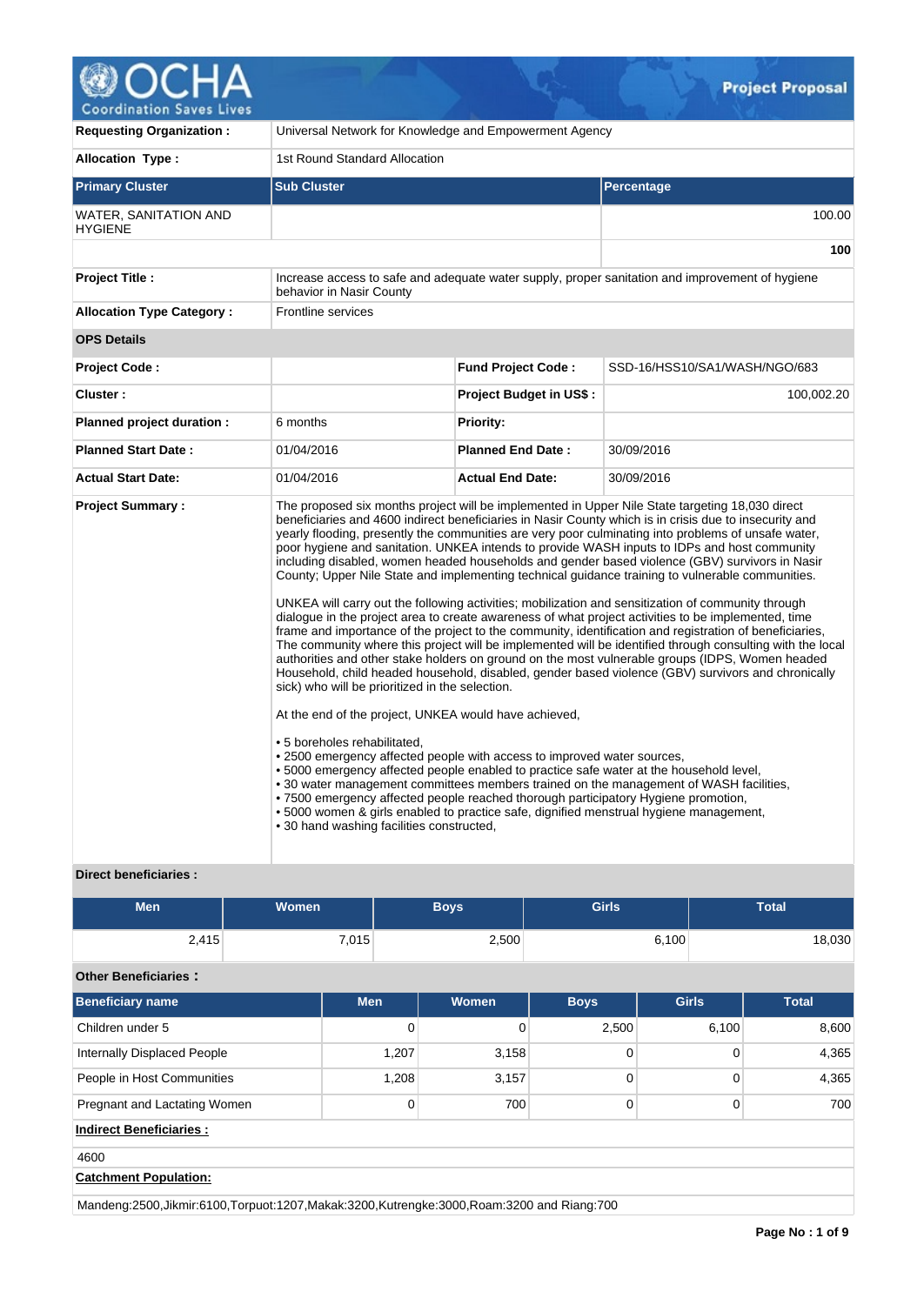# Project Proposal

| | | | |
|---|---|---|---|
| **Requesting Organization :** | Universal Network for Knowledge and Empowerment Agency | | |
| **Allocation Type :** | 1st Round Standard Allocation | | |

| Primary Cluster | Sub Cluster | Percentage |
|---|---|---|
| WATER, SANITATION AND HYGIENE | | 100.00 |
| | | **100** |

| | |
|---|---|
| **Project Title :** | Increase access to safe and adequate water supply, proper sanitation and improvement of hygiene behavior in Nasir County |
| **Allocation Type Category :** | Frontline services |

**OPS Details**

| | | | |
|---|---|---|---|
| **Project Code :** | | **Fund Project Code :** | SSD-16/HSS10/SA1/WASH/NGO/683 |
| **Cluster :** | | **Project Budget in US$ :** | 100,002.20 |
| **Planned project duration :** | 6 months | **Priority:** | |
| **Planned Start Date :** | 01/04/2016 | **Planned End Date :** | 30/09/2016 |
| **Actual Start Date:** | 01/04/2016 | **Actual End Date:** | 30/09/2016 |

**Project Summary :**

The proposed six months project will be implemented in Upper Nile State targeting 18,030 direct beneficiaries and 4600 indirect beneficiaries in Nasir County which is in crisis due to insecurity and yearly flooding, presently the communities are very poor culminating into problems of unsafe water, poor hygiene and sanitation. UNKEA intends to provide WASH inputs to IDPs and host community including disabled, women headed households and gender based violence (GBV) survivors in Nasir County; Upper Nile State and implementing technical guidance training to vulnerable communities.

UNKEA will carry out the following activities; mobilization and sensitization of community through dialogue in the project area to create awareness of what project activities to be implemented, time frame and importance of the project to the community, identification and registration of beneficiaries, The community where this project will be implemented will be identified through consulting with the local authorities and other stake holders on ground on the most vulnerable groups (IDPS, Women headed Household, child headed household, disabled, gender based violence (GBV) survivors and chronically sick) who will be prioritized in the selection.

At the end of the project, UNKEA would have achieved,

- 5 boreholes rehabilitated,
- 2500 emergency affected people with access to improved water sources,
- 5000 emergency affected people enabled to practice safe water at the household level,
- 30 water management committees members trained on the management of WASH facilities,
- 7500 emergency affected people reached thorough participatory Hygiene promotion,
- 5000 women & girls enabled to practice safe, dignified menstrual hygiene management,
- 30 hand washing facilities constructed,

**Direct beneficiaries :**

| Men | Women | Boys | Girls | Total |
|---|---|---|---|---|
| 2,415 | 7,015 | 2,500 | 6,100 | 18,030 |

**Other Beneficiaries :**

| Beneficiary name | Men | Women | Boys | Girls | Total |
|---|---|---|---|---|---|
| Children under 5 | 0 | 0 | 2,500 | 6,100 | 8,600 |
| Internally Displaced People | 1,207 | 3,158 | 0 | 0 | 4,365 |
| People in Host Communities | 1,208 | 3,157 | 0 | 0 | 4,365 |
| Pregnant and Lactating Women | 0 | 700 | 0 | 0 | 700 |

**Indirect Beneficiaries :**

4600

**Catchment Population:**

Mandeng:2500,Jikmir:6100,Torpuot:1207,Makak:3200,Kutrengke:3000,Roam:3200 and Riang:700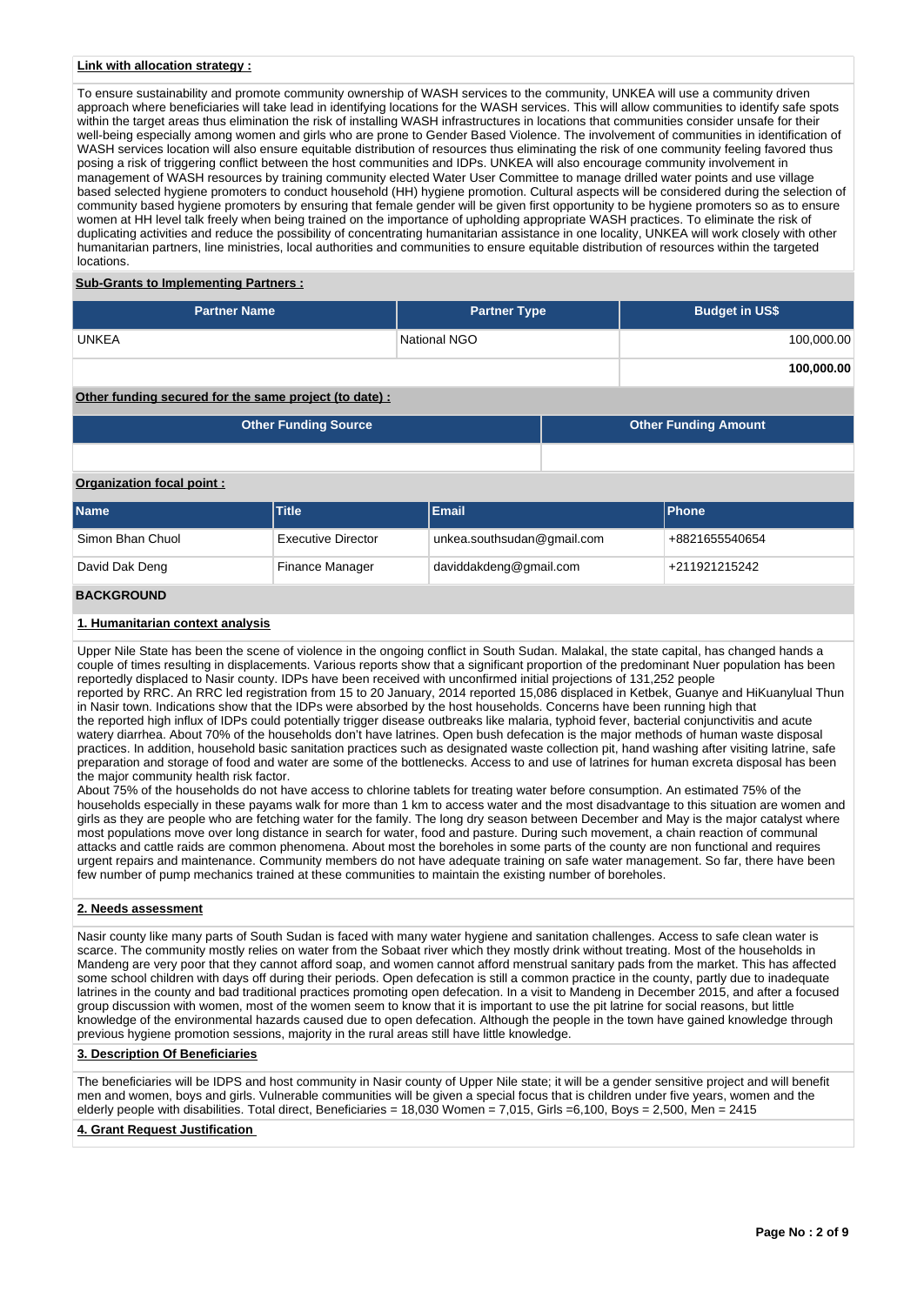**Link with allocation strategy :**

To ensure sustainability and promote community ownership of WASH services to the community, UNKEA will use a community driven approach where beneficiaries will take lead in identifying locations for the WASH services. This will allow communities to identify safe spots within the target areas thus elimination the risk of installing WASH infrastructures in locations that communities consider unsafe for their well-being especially among women and girls who are prone to Gender Based Violence. The involvement of communities in identification of WASH services location will also ensure equitable distribution of resources thus eliminating the risk of one community feeling favored thus posing a risk of triggering conflict between the host communities and IDPs. UNKEA will also encourage community involvement in management of WASH resources by training community elected Water User Committee to manage drilled water points and use village based selected hygiene promoters to conduct household (HH) hygiene promotion. Cultural aspects will be considered during the selection of community based hygiene promoters by ensuring that female gender will be given first opportunity to be hygiene promoters so as to ensure women at HH level talk freely when being trained on the importance of upholding appropriate WASH practices. To eliminate the risk of duplicating activities and reduce the possibility of concentrating humanitarian assistance in one locality, UNKEA will work closely with other humanitarian partners, line ministries, local authorities and communities to ensure equitable distribution of resources within the targeted locations.

**Sub-Grants to Implementing Partners :**

| Partner Name | Partner Type | Budget in US$ |
|---|---|---|
| UNKEA | National NGO | 100,000.00 |
| | | **100,000.00** |

**Other funding secured for the same project (to date) :**

| Other Funding Source | Other Funding Amount |
|---|---|
| | |

**Organization focal point :**

| Name | Title | Email | Phone |
|---|---|---|---|
| Simon Bhan Chuol | Executive Director | unkea.southsudan@gmail.com | +8821655540654 |
| David Dak Deng | Finance Manager | daviddakdeng@gmail.com | +211921215242 |

## BACKGROUND

**1. Humanitarian context analysis**

Upper Nile State has been the scene of violence in the ongoing conflict in South Sudan. Malakal, the state capital, has changed hands a couple of times resulting in displacements. Various reports show that a significant proportion of the predominant Nuer population has been reportedly displaced to Nasir county. IDPs have been received with unconfirmed initial projections of 131,252 people
reported by RRC. An RRC led registration from 15 to 20 January, 2014 reported 15,086 displaced in Ketbek, Guanye and HiKuanylual Thun in Nasir town. Indications show that the IDPs were absorbed by the host households. Concerns have been running high that
the reported high influx of IDPs could potentially trigger disease outbreaks like malaria, typhoid fever, bacterial conjunctivitis and acute watery diarrhea. About 70% of the households don't have latrines. Open bush defecation is the major methods of human waste disposal practices. In addition, household basic sanitation practices such as designated waste collection pit, hand washing after visiting latrine, safe preparation and storage of food and water are some of the bottlenecks. Access to and use of latrines for human excreta disposal has been the major community health risk factor.
About 75% of the households do not have access to chlorine tablets for treating water before consumption. An estimated 75% of the households especially in these payams walk for more than 1 km to access water and the most disadvantage to this situation are women and girls as they are people who are fetching water for the family. The long dry season between December and May is the major catalyst where most populations move over long distance in search for water, food and pasture. During such movement, a chain reaction of communal attacks and cattle raids are common phenomena. About most the boreholes in some parts of the county are non functional and requires urgent repairs and maintenance. Community members do not have adequate training on safe water management. So far, there have been few number of pump mechanics trained at these communities to maintain the existing number of boreholes.

**2. Needs assessment**

Nasir county like many parts of South Sudan is faced with many water hygiene and sanitation challenges. Access to safe clean water is scarce. The community mostly relies on water from the Sobaat river which they mostly drink without treating. Most of the households in Mandeng are very poor that they cannot afford soap, and women cannot afford menstrual sanitary pads from the market. This has affected some school children with days off during their periods. Open defecation is still a common practice in the county, partly due to inadequate latrines in the county and bad traditional practices promoting open defecation. In a visit to Mandeng in December 2015, and after a focused group discussion with women, most of the women seem to know that it is important to use the pit latrine for social reasons, but little knowledge of the environmental hazards caused due to open defecation. Although the people in the town have gained knowledge through previous hygiene promotion sessions, majority in the rural areas still have little knowledge.

**3. Description Of Beneficiaries**

The beneficiaries will be IDPS and host community in Nasir county of Upper Nile state; it will be a gender sensitive project and will benefit men and women, boys and girls. Vulnerable communities will be given a special focus that is children under five years, women and the elderly people with disabilities. Total direct, Beneficiaries = 18,030 Women = 7,015, Girls =6,100, Boys = 2,500, Men = 2415

**4. Grant Request Justification**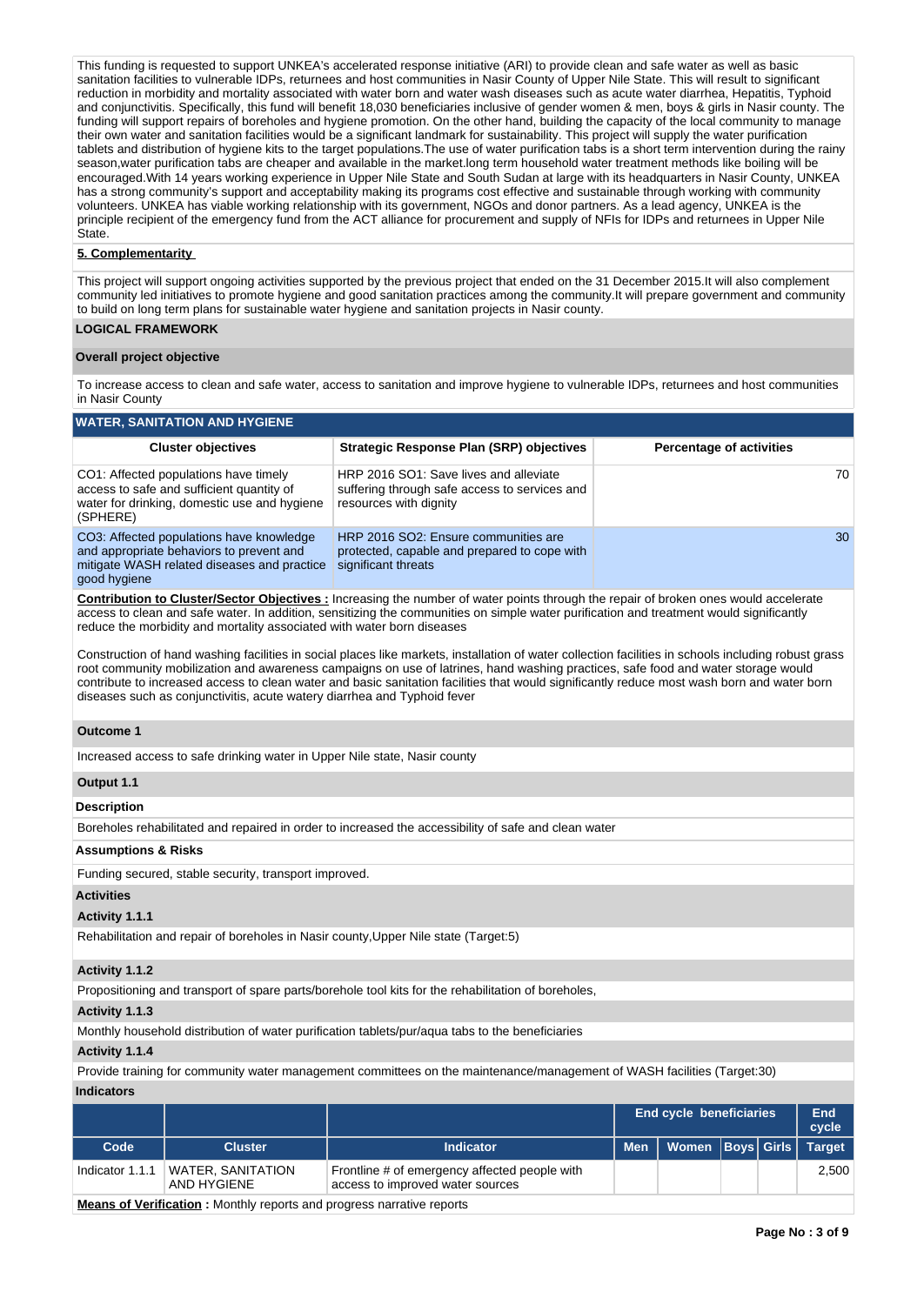This funding is requested to support UNKEA's accelerated response initiative (ARI) to provide clean and safe water as well as basic sanitation facilities to vulnerable IDPs, returnees and host communities in Nasir County of Upper Nile State. This will result to significant reduction in morbidity and mortality associated with water born and water wash diseases such as acute water diarrhea, Hepatitis, Typhoid and conjunctivitis. Specifically, this fund will benefit 18,030 beneficiaries inclusive of gender women & men, boys & girls in Nasir county. The funding will support repairs of boreholes and hygiene promotion. On the other hand, building the capacity of the local community to manage their own water and sanitation facilities would be a significant landmark for sustainability. This project will supply the water purification tablets and distribution of hygiene kits to the target populations.The use of water purification tabs is a short term intervention during the rainy season,water purification tabs are cheaper and available in the market.long term household water treatment methods like boiling will be encouraged.With 14 years working experience in Upper Nile State and South Sudan at large with its headquarters in Nasir County, UNKEA has a strong community's support and acceptability making its programs cost effective and sustainable through working with community volunteers. UNKEA has viable working relationship with its government, NGOs and donor partners. As a lead agency, UNKEA is the principle recipient of the emergency fund from the ACT alliance for procurement and supply of NFIs for IDPs and returnees in Upper Nile State.

**5. Complementarity**

This project will support ongoing activities supported by the previous project that ended on the 31 December 2015.It will also complement community led initiatives to promote hygiene and good sanitation practices among the community.It will prepare government and community to build on long term plans for sustainable water hygiene and sanitation projects in Nasir county.

## LOGICAL FRAMEWORK

### Overall project objective

To increase access to clean and safe water, access to sanitation and improve hygiene to vulnerable IDPs, returnees and host communities in Nasir County

### WATER, SANITATION AND HYGIENE

| Cluster objectives | Strategic Response Plan (SRP) objectives | Percentage of activities |
|---|---|---|
| CO1: Affected populations have timely access to safe and sufficient quantity of water for drinking, domestic use and hygiene (SPHERE) | HRP 2016 SO1: Save lives and alleviate suffering through safe access to services and resources with dignity | 70 |
| CO3: Affected populations have knowledge and appropriate behaviors to prevent and mitigate WASH related diseases and practice good hygiene | HRP 2016 SO2: Ensure communities are protected, capable and prepared to cope with significant threats | 30 |

**Contribution to Cluster/Sector Objectives :** Increasing the number of water points through the repair of broken ones would accelerate access to clean and safe water. In addition, sensitizing the communities on simple water purification and treatment would significantly reduce the morbidity and mortality associated with water born diseases

Construction of hand washing facilities in social places like markets, installation of water collection facilities in schools including robust grass root community mobilization and awareness campaigns on use of latrines, hand washing practices, safe food and water storage would contribute to increased access to clean water and basic sanitation facilities that would significantly reduce most wash born and water born diseases such as conjunctivitis, acute watery diarrhea and Typhoid fever

### Outcome 1

Increased access to safe drinking water in Upper Nile state, Nasir county

### Output 1.1

**Description**

Boreholes rehabilitated and repaired in order to increased the accessibility of safe and clean water

**Assumptions & Risks**

Funding secured, stable security, transport improved.

**Activities**

**Activity 1.1.1**

Rehabilitation and repair of boreholes in Nasir county,Upper Nile state (Target:5)

**Activity 1.1.2**

Propositioning and transport of spare parts/borehole tool kits for the rehabilitation of boreholes,

**Activity 1.1.3**

Monthly household distribution of water purification tablets/pur/aqua tabs to the beneficiaries

**Activity 1.1.4**

Provide training for community water management committees on the maintenance/management of WASH facilities (Target:30)

**Indicators**

| | | | End cycle beneficiaries | | | | End cycle |
|---|---|---|---|---|---|---|---|
| Code | Cluster | Indicator | Men | Women | Boys | Girls | Target |
| Indicator 1.1.1 | WATER, SANITATION AND HYGIENE | Frontline # of emergency affected people with access to improved water sources | | | | | 2,500 |

**Means of Verification :** Monthly reports and progress narrative reports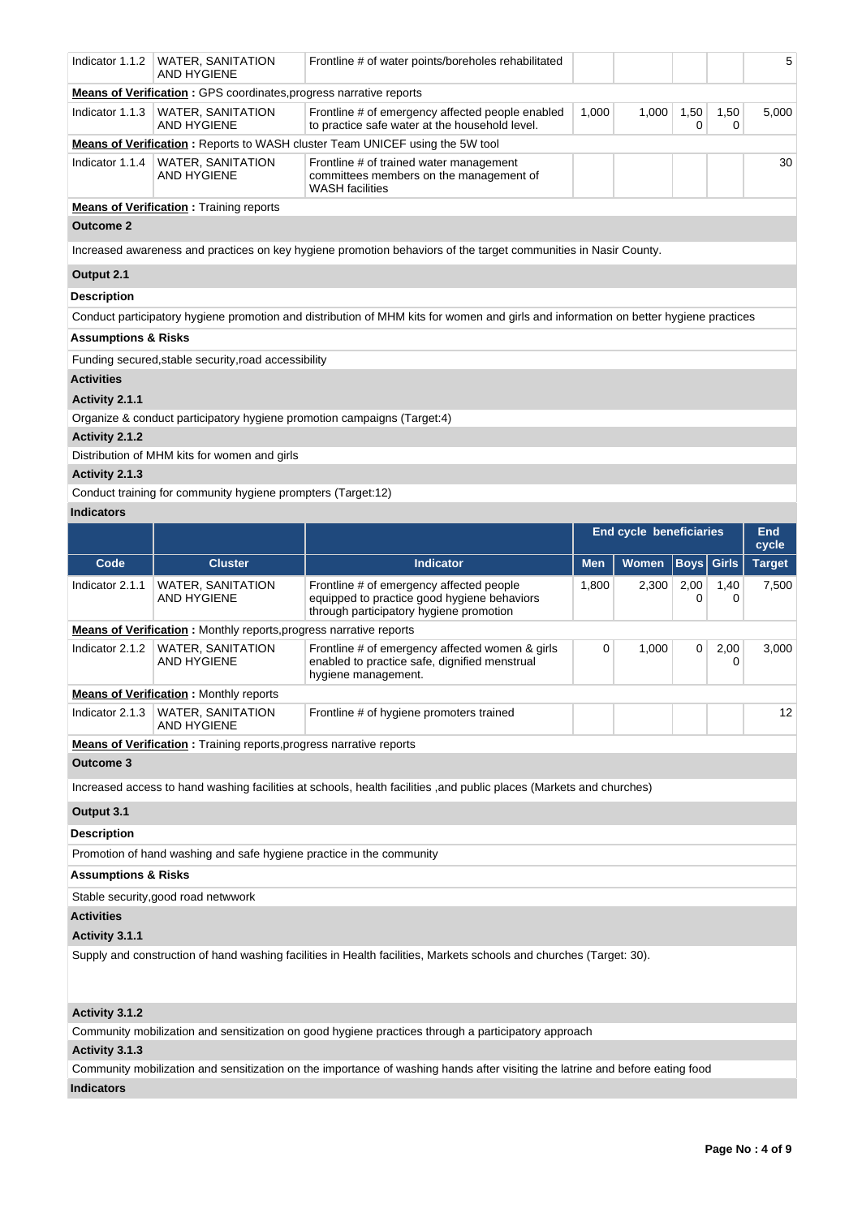| Code | Cluster | Indicator | Men | Women | Boys | Girls | Target |
|---|---|---|---|---|---|---|---|
| Indicator 1.1.2 | WATER, SANITATION AND HYGIENE | Frontline # of water points/boreholes rehabilitated | | | | | 5 |

**Means of Verification :** GPS coordinates,progress narrative reports

| Code | Cluster | Indicator | Men | Women | Boys | Girls | Target |
|---|---|---|---|---|---|---|---|
| Indicator 1.1.3 | WATER, SANITATION AND HYGIENE | Frontline # of emergency affected people enabled to practice safe water at the household level. | 1,000 | 1,000 | 1,500 | 1,500 | 5,000 |

**Means of Verification :** Reports to WASH cluster Team UNICEF using the 5W tool

| Code | Cluster | Indicator | Men | Women | Boys | Girls | Target |
|---|---|---|---|---|---|---|---|
| Indicator 1.1.4 | WATER, SANITATION AND HYGIENE | Frontline # of trained water management committees members on the management of WASH facilities | | | | | 30 |

**Means of Verification :** Training reports

**Outcome 2**

Increased awareness and practices on key hygiene promotion behaviors of the target communities in Nasir County.

**Output 2.1**

**Description**

Conduct participatory hygiene promotion and distribution of MHM kits for women and girls and information on better hygiene practices

**Assumptions & Risks**

Funding secured,stable security,road accessibility

**Activities**

**Activity 2.1.1**

Organize & conduct participatory hygiene promotion campaigns (Target:4)

**Activity 2.1.2**

Distribution of MHM kits for women and girls

**Activity 2.1.3**

Conduct training for community hygiene prompters (Target:12)

**Indicators**

| | | | End cycle beneficiaries | | | | End cycle |
|---|---|---|---|---|---|---|---|
| Code | Cluster | Indicator | Men | Women | Boys | Girls | Target |
| Indicator 2.1.1 | WATER, SANITATION AND HYGIENE | Frontline # of emergency affected people equipped to practice good hygiene behaviors through participatory hygiene promotion | 1,800 | 2,300 | 2,000 | 1,400 | 7,500 |

**Means of Verification :** Monthly reports,progress narrative reports

| Code | Cluster | Indicator | Men | Women | Boys | Girls | Target |
|---|---|---|---|---|---|---|---|
| Indicator 2.1.2 | WATER, SANITATION AND HYGIENE | Frontline # of emergency affected women & girls enabled to practice safe, dignified menstrual hygiene management. | 0 | 1,000 | 0 | 2,000 | 3,000 |

**Means of Verification :** Monthly reports

| Code | Cluster | Indicator | Men | Women | Boys | Girls | Target |
|---|---|---|---|---|---|---|---|
| Indicator 2.1.3 | WATER, SANITATION AND HYGIENE | Frontline # of hygiene promoters trained | | | | | 12 |

**Means of Verification :** Training reports,progress narrative reports

**Outcome 3**

Increased access to hand washing facilities at schools, health facilities ,and public places (Markets and churches)

**Output 3.1**

**Description**

Promotion of hand washing and safe hygiene practice in the community

**Assumptions & Risks**

Stable security,good road netwwork

**Activities**

**Activity 3.1.1**

Supply and construction of hand washing facilities in Health facilities, Markets schools and churches (Target: 30).

**Activity 3.1.2**

Community mobilization and sensitization on good hygiene practices through a participatory approach

**Activity 3.1.3**

Community mobilization and sensitization on the importance of washing hands after visiting the latrine and before eating food

**Indicators**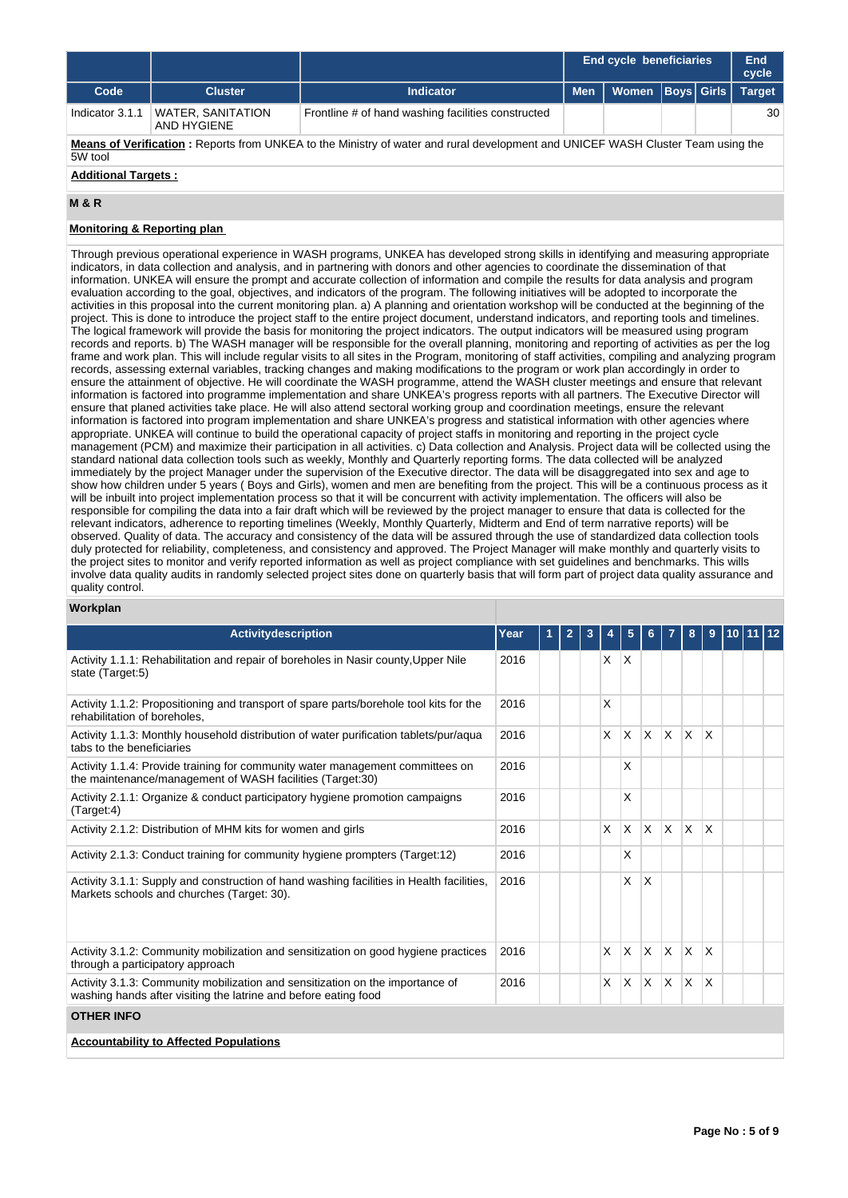| | | | End cycle beneficiaries | | | | End cycle |
|---|---|---|---|---|---|---|---|
| Code | Cluster | Indicator | Men | Women | Boys | Girls | Target |
| Indicator 3.1.1 | WATER, SANITATION AND HYGIENE | Frontline # of hand washing facilities constructed | | | | | 30 |

**Means of Verification :** Reports from UNKEA to the Ministry of water and rural development and UNICEF WASH Cluster Team using the 5W tool

**Additional Targets :**

## M & R

**Monitoring & Reporting plan**

Through previous operational experience in WASH programs, UNKEA has developed strong skills in identifying and measuring appropriate indicators, in data collection and analysis, and in partnering with donors and other agencies to coordinate the dissemination of that information. UNKEA will ensure the prompt and accurate collection of information and compile the results for data analysis and program evaluation according to the goal, objectives, and indicators of the program. The following initiatives will be adopted to incorporate the activities in this proposal into the current monitoring plan. a) A planning and orientation workshop will be conducted at the beginning of the project. This is done to introduce the project staff to the entire project document, understand indicators, and reporting tools and timelines. The logical framework will provide the basis for monitoring the project indicators. The output indicators will be measured using program records and reports. b) The WASH manager will be responsible for the overall planning, monitoring and reporting of activities as per the log frame and work plan. This will include regular visits to all sites in the Program, monitoring of staff activities, compiling and analyzing program records, assessing external variables, tracking changes and making modifications to the program or work plan accordingly in order to ensure the attainment of objective. He will coordinate the WASH programme, attend the WASH cluster meetings and ensure that relevant information is factored into programme implementation and share UNKEA's progress reports with all partners. The Executive Director will ensure that planed activities take place. He will also attend sectoral working group and coordination meetings, ensure the relevant information is factored into program implementation and share UNKEA's progress and statistical information with other agencies where appropriate. UNKEA will continue to build the operational capacity of project staffs in monitoring and reporting in the project cycle management (PCM) and maximize their participation in all activities. c) Data collection and Analysis. Project data will be collected using the standard national data collection tools such as weekly, Monthly and Quarterly reporting forms. The data collected will be analyzed immediately by the project Manager under the supervision of the Executive director. The data will be disaggregated into sex and age to show how children under 5 years ( Boys and Girls), women and men are benefiting from the project. This will be a continuous process as it will be inbuilt into project implementation process so that it will be concurrent with activity implementation. The officers will also be responsible for compiling the data into a fair draft which will be reviewed by the project manager to ensure that data is collected for the relevant indicators, adherence to reporting timelines (Weekly, Monthly Quarterly, Midterm and End of term narrative reports) will be observed. Quality of data. The accuracy and consistency of the data will be assured through the use of standardized data collection tools duly protected for reliability, completeness, and consistency and approved. The Project Manager will make monthly and quarterly visits to the project sites to monitor and verify reported information as well as project compliance with set guidelines and benchmarks. This wills involve data quality audits in randomly selected project sites done on quarterly basis that will form part of project data quality assurance and quality control.

**Workplan**

| Activitydescription | Year | 1 | 2 | 3 | 4 | 5 | 6 | 7 | 8 | 9 | 10 | 11 | 12 |
|---|---|---|---|---|---|---|---|---|---|---|---|---|---|
| Activity 1.1.1: Rehabilitation and repair of boreholes in Nasir county,Upper Nile state (Target:5) | 2016 | | | | X | X | | | | | | | |
| Activity 1.1.2: Propositioning and transport of spare parts/borehole tool kits for the rehabilitation of boreholes, | 2016 | | | | X | | | | | | | | |
| Activity 1.1.3: Monthly household distribution of water purification tablets/pur/aqua tabs to the beneficiaries | 2016 | | | | X | X | X | X | X | X | | | |
| Activity 1.1.4: Provide training for community water management committees on the maintenance/management of WASH facilities (Target:30) | 2016 | | | | | X | | | | | | | |
| Activity 2.1.1: Organize & conduct participatory hygiene promotion campaigns (Target:4) | 2016 | | | | | X | | | | | | | |
| Activity 2.1.2: Distribution of MHM kits for women and girls | 2016 | | | | X | X | X | X | X | X | | | |
| Activity 2.1.3: Conduct training for community hygiene prompters (Target:12) | 2016 | | | | | X | | | | | | | |
| Activity 3.1.1: Supply and construction of hand washing facilities in Health facilities, Markets schools and churches (Target: 30). | 2016 | | | | | X | X | | | | | | |
| Activity 3.1.2: Community mobilization and sensitization on good hygiene practices through a participatory approach | 2016 | | | | X | X | X | X | X | X | | | |
| Activity 3.1.3: Community mobilization and sensitization on the importance of washing hands after visiting the latrine and before eating food | 2016 | | | | X | X | X | X | X | X | | | |

## OTHER INFO

**Accountability to Affected Populations**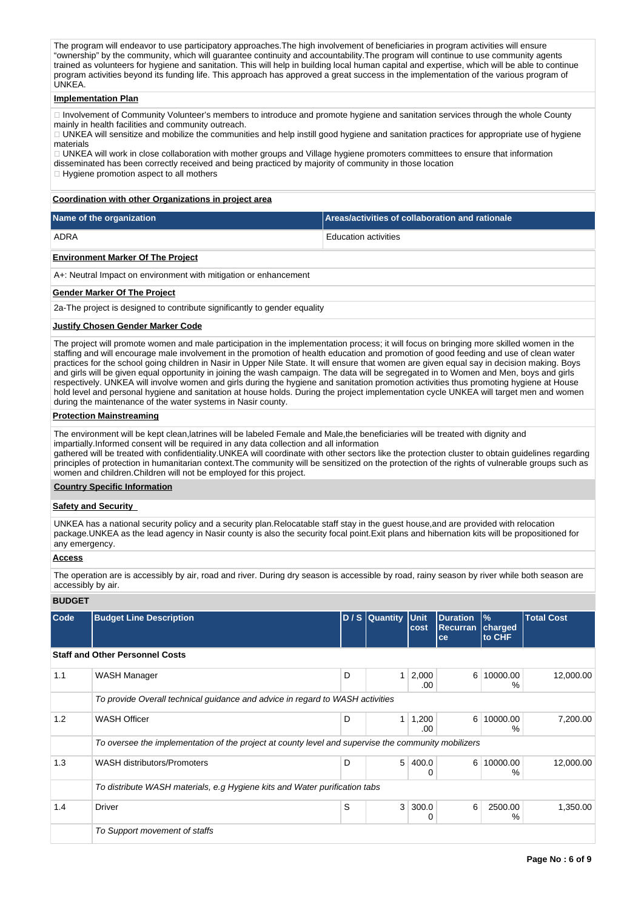The program will endeavor to use participatory approaches.The high involvement of beneficiaries in program activities will ensure "ownership" by the community, which will guarantee continuity and accountability.The program will continue to use community agents trained as volunteers for hygiene and sanitation. This will help in building local human capital and expertise, which will be able to continue program activities beyond its funding life. This approach has approved a great success in the implementation of the various program of UNKEA.

**Implementation Plan**

 Involvement of Community Volunteer's members to introduce and promote hygiene and sanitation services through the whole County mainly in health facilities and community outreach.
 UNKEA will sensitize and mobilize the communities and help instill good hygiene and sanitation practices for appropriate use of hygiene materials
 UNKEA will work in close collaboration with mother groups and Village hygiene promoters committees to ensure that information disseminated has been correctly received and being practiced by majority of community in those location
 Hygiene promotion aspect to all mothers

**Coordination with other Organizations in project area**

| Name of the organization | Areas/activities of collaboration and rationale |
|---|---|
| ADRA | Education activities |

**Environment Marker Of The Project**

A+: Neutral Impact on environment with mitigation or enhancement

**Gender Marker Of The Project**

2a-The project is designed to contribute significantly to gender equality

**Justify Chosen Gender Marker Code**

The project will promote women and male participation in the implementation process; it will focus on bringing more skilled women in the staffing and will encourage male involvement in the promotion of health education and promotion of good feeding and use of clean water practices for the school going children in Nasir in Upper Nile State. It will ensure that women are given equal say in decision making. Boys and girls will be given equal opportunity in joining the wash campaign. The data will be segregated in to Women and Men, boys and girls respectively. UNKEA will involve women and girls during the hygiene and sanitation promotion activities thus promoting hygiene at House hold level and personal hygiene and sanitation at house holds. During the project implementation cycle UNKEA will target men and women during the maintenance of the water systems in Nasir county.

**Protection Mainstreaming**

The environment will be kept clean,latrines will be labeled Female and Male,the beneficiaries will be treated with dignity and impartially.Informed consent will be required in any data collection and all information
gathered will be treated with confidentiality.UNKEA will coordinate with other sectors like the protection cluster to obtain guidelines regarding principles of protection in humanitarian context.The community will be sensitized on the protection of the rights of vulnerable groups such as women and children.Children will not be employed for this project.

**Country Specific Information**

**Safety and Security**

UNKEA has a national security policy and a security plan.Relocatable staff stay in the guest house,and are provided with relocation package.UNKEA as the lead agency in Nasir county is also the security focal point.Exit plans and hibernation kits will be propositioned for any emergency.

**Access**

The operation are is accessibly by air, road and river. During dry season is accessible by road, rainy season by river while both season are accessibly by air.

**BUDGET**

| Code | Budget Line Description | D / S | Quantity | Unit cost | Duration Recurrance | % charged to CHF | Total Cost |
|---|---|---|---|---|---|---|---|
| **Staff and Other Personnel Costs** | | | | | | | |
| 1.1 | WASH Manager | D | 1 | 2,000.00 | 6 | 10000.00 % | 12,000.00 |
| | *To provide Overall technical guidance and advice in regard to WASH activities* | | | | | | |
| 1.2 | WASH Officer | D | 1 | 1,200.00 | 6 | 10000.00 % | 7,200.00 |
| | *To oversee the implementation of the project at county level and supervise the community mobilizers* | | | | | | |
| 1.3 | WASH distributors/Promoters | D | 5 | 400.00 | 6 | 10000.00 % | 12,000.00 |
| | *To distribute WASH materials, e.g Hygiene kits and Water purification tabs* | | | | | | |
| 1.4 | Driver | S | 3 | 300.00 | 6 | 2500.00 % | 1,350.00 |
| | *To Support movement of staffs* | | | | | | |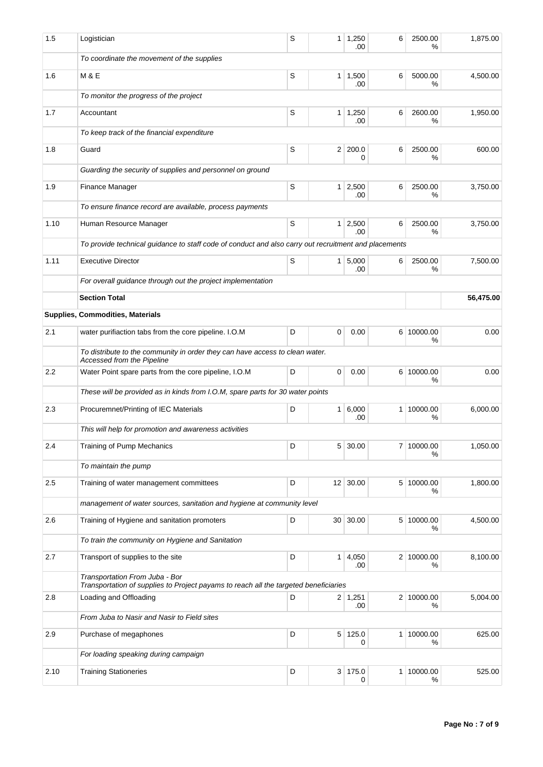| | | | | | | | |
|---|---|---|---|---|---|---|---|
| 1.5 | Logistician | S | 1 | 1,250.00 | 6 | 2500.00 % | 1,875.00 |
| | *To coordinate the movement of the supplies* | | | | | | |
| 1.6 | M & E | S | 1 | 1,500.00 | 6 | 5000.00 % | 4,500.00 |
| | *To monitor the progress of the project* | | | | | | |
| 1.7 | Accountant | S | 1 | 1,250.00 | 6 | 2600.00 % | 1,950.00 |
| | *To keep track of the financial expenditure* | | | | | | |
| 1.8 | Guard | S | 2 | 200.00 | 6 | 2500.00 % | 600.00 |
| | *Guarding the security of supplies and personnel on ground* | | | | | | |
| 1.9 | Finance Manager | S | 1 | 2,500.00 | 6 | 2500.00 % | 3,750.00 |
| | *To ensure finance record are available, process payments* | | | | | | |
| 1.10 | Human Resource Manager | S | 1 | 2,500.00 | 6 | 2500.00 % | 3,750.00 |
| | *To provide technical guidance to staff code of conduct and also carry out recruitment and placements* | | | | | | |
| 1.11 | Executive Director | S | 1 | 5,000.00 | 6 | 2500.00 % | 7,500.00 |
| | *For overall guidance through out the project implementation* | | | | | | |
| | **Section Total** | | | | | | **56,475.00** |
| **Supplies, Commodities, Materials** | | | | | | | |
| 2.1 | water purifiaction tabs from the core pipeline. I.O.M | D | 0 | 0.00 | 6 | 10000.00 % | 0.00 |
| | *To distribute to the community in order they can have access to clean water. Accessed from the Pipeline* | | | | | | |
| 2.2 | Water Point spare parts from the core pipeline, I.O.M | D | 0 | 0.00 | 6 | 10000.00 % | 0.00 |
| | *These will be provided as in kinds from I.O.M, spare parts for 30 water points* | | | | | | |
| 2.3 | Procuremnet/Printing of IEC Materials | D | 1 | 6,000.00 | 1 | 10000.00 % | 6,000.00 |
| | *This will help for promotion and awareness activities* | | | | | | |
| 2.4 | Training of Pump Mechanics | D | 5 | 30.00 | 7 | 10000.00 % | 1,050.00 |
| | *To maintain the pump* | | | | | | |
| 2.5 | Training of water management committees | D | 12 | 30.00 | 5 | 10000.00 % | 1,800.00 |
| | *management of water sources, sanitation and hygiene at community level* | | | | | | |
| 2.6 | Training of Hygiene and sanitation promoters | D | 30 | 30.00 | 5 | 10000.00 % | 4,500.00 |
| | *To train the community on Hygiene and Sanitation* | | | | | | |
| 2.7 | Transport of supplies to the site | D | 1 | 4,050.00 | 2 | 10000.00 % | 8,100.00 |
| | *Transportation From Juba - Bor Transportation of supplies to Project payams to reach all the targeted beneficiaries* | | | | | | |
| 2.8 | Loading and Offloading | D | 2 | 1,251.00 | 2 | 10000.00 % | 5,004.00 |
| | *From Juba to Nasir and Nasir to Field sites* | | | | | | |
| 2.9 | Purchase of megaphones | D | 5 | 125.00 | 1 | 10000.00 % | 625.00 |
| | *For loading speaking during campaign* | | | | | | |
| 2.10 | Training Stationeries | D | 3 | 175.00 | 1 | 10000.00 % | 525.00 |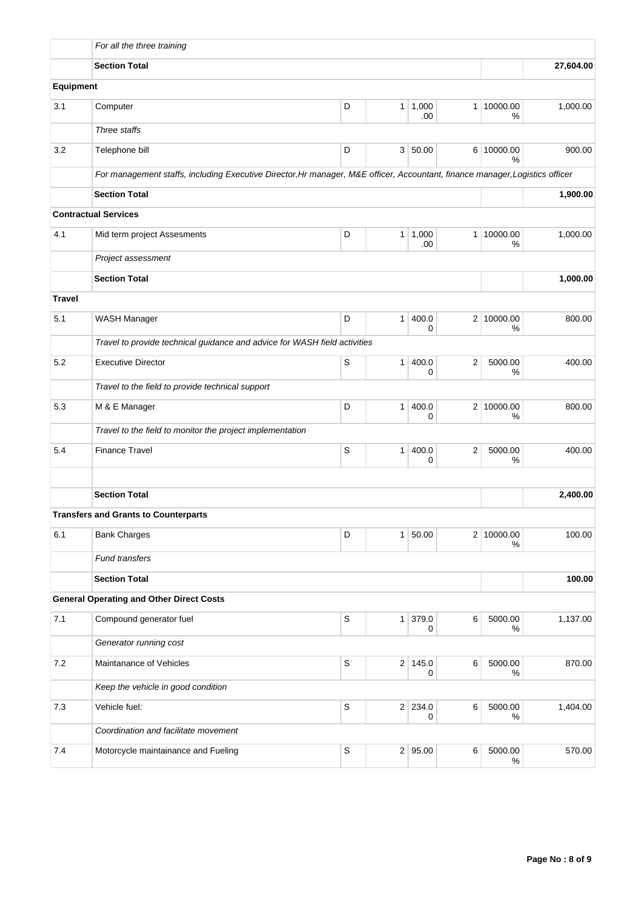| | | | | | | | |
|---|---|---|---|---|---|---|---|
| | *For all the three training* | | | | | | |
| | **Section Total** | | | | | | **27,604.00** |
| **Equipment** | | | | | | | |
| 3.1 | Computer | D | 1 | 1,000.00 | 1 | 10000.00 % | 1,000.00 |
| | *Three staffs* | | | | | | |
| 3.2 | Telephone bill | D | 3 | 50.00 | 6 | 10000.00 % | 900.00 |
| | *For management staffs, including Executive Director,Hr manager, M&E officer, Accountant, finance manager,Logistics officer* | | | | | | |
| | **Section Total** | | | | | | **1,900.00** |
| **Contractual Services** | | | | | | | |
| 4.1 | Mid term project Assesments | D | 1 | 1,000.00 | 1 | 10000.00 % | 1,000.00 |
| | *Project assessment* | | | | | | |
| | **Section Total** | | | | | | **1,000.00** |
| **Travel** | | | | | | | |
| 5.1 | WASH Manager | D | 1 | 400.00 | 2 | 10000.00 % | 800.00 |
| | *Travel to provide technical guidance and advice for WASH field activities* | | | | | | |
| 5.2 | Executive Director | S | 1 | 400.00 | 2 | 5000.00 % | 400.00 |
| | *Travel to the field to provide technical support* | | | | | | |
| 5.3 | M & E Manager | D | 1 | 400.00 | 2 | 10000.00 % | 800.00 |
| | *Travel to the field to monitor the project implementation* | | | | | | |
| 5.4 | Finance Travel | S | 1 | 400.00 | 2 | 5000.00 % | 400.00 |
| | | | | | | | |
| | **Section Total** | | | | | | **2,400.00** |
| **Transfers and Grants to Counterparts** | | | | | | | |
| 6.1 | Bank Charges | D | 1 | 50.00 | 2 | 10000.00 % | 100.00 |
| | *Fund transfers* | | | | | | |
| | **Section Total** | | | | | | **100.00** |
| **General Operating and Other Direct Costs** | | | | | | | |
| 7.1 | Compound generator fuel | S | 1 | 379.00 | 6 | 5000.00 % | 1,137.00 |
| | *Generator running cost* | | | | | | |
| 7.2 | Maintanance of Vehicles | S | 2 | 145.00 | 6 | 5000.00 % | 870.00 |
| | *Keep the vehicle in good condition* | | | | | | |
| 7.3 | Vehicle fuel: | S | 2 | 234.00 | 6 | 5000.00 % | 1,404.00 |
| | *Coordination and facilitate movement* | | | | | | |
| 7.4 | Motorcycle maintainance and Fueling | S | 2 | 95.00 | 6 | 5000.00 % | 570.00 |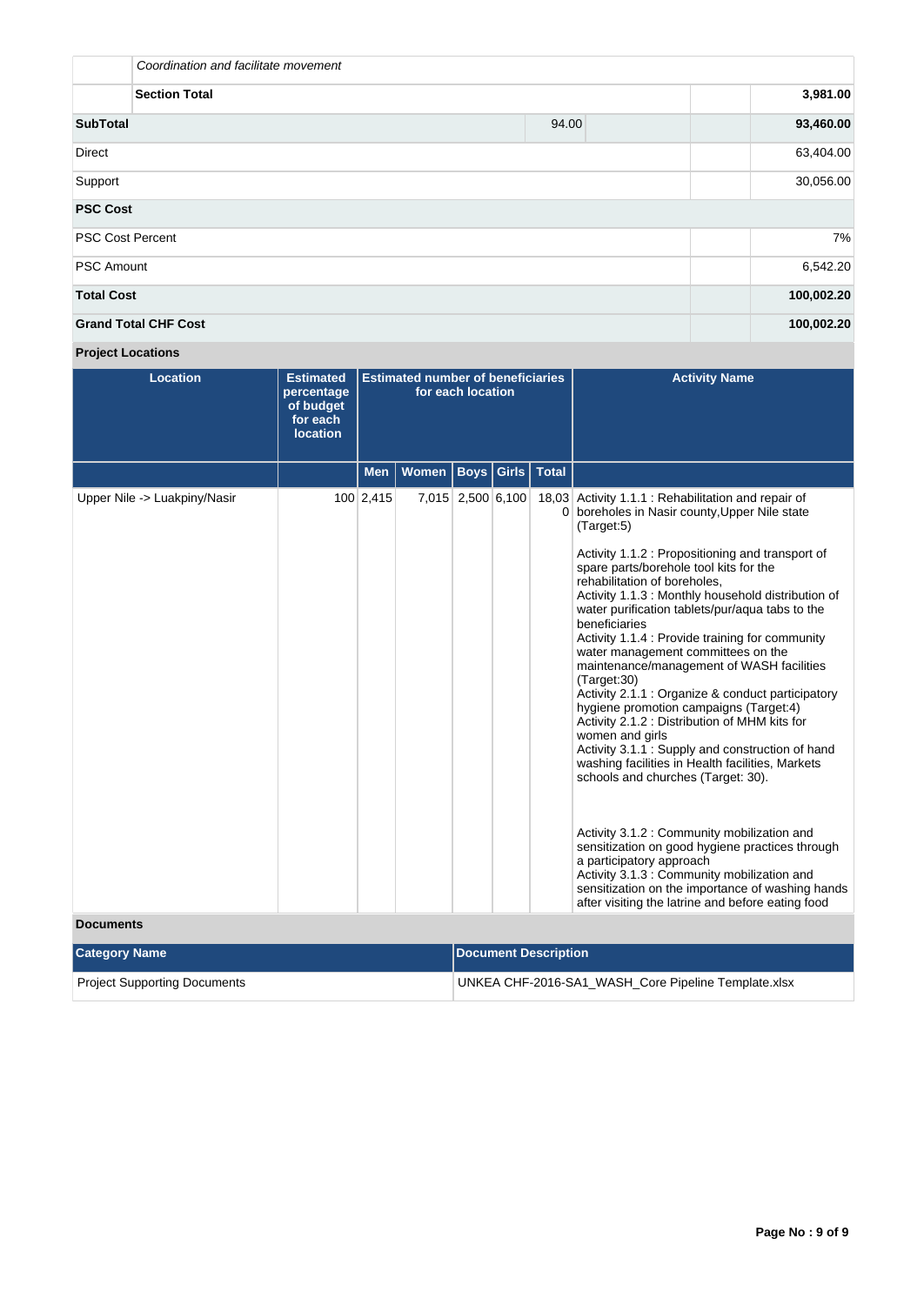| | | | | | |
|---|---|---|---|---|---|
| | *Coordination and facilitate movement* | | | | |
| | **Section Total** | | | | **3,981.00** |
| **SubTotal** | | 94.00 | | | **93,460.00** |
| Direct | | | | | 63,404.00 |
| Support | | | | | 30,056.00 |
| **PSC Cost** | | | | | |
| PSC Cost Percent | | | | | 7% |
| PSC Amount | | | | | 6,542.20 |
| **Total Cost** | | | | | **100,002.20** |
| **Grand Total CHF Cost** | | | | | **100,002.20** |

**Project Locations**

| Location | Estimated percentage of budget for each location | Estimated number of beneficiaries for each location | | | | | Activity Name |
|---|---|---|---|---|---|---|---|
| | | Men | Women | Boys | Girls | Total | |
| Upper Nile -> Luakpiny/Nasir | 100 | 2,415 | 7,015 | 2,500 | 6,100 | 18,030 | Activity 1.1.1 : Rehabilitation and repair of boreholes in Nasir county,Upper Nile state (Target:5)<br><br>Activity 1.1.2 : Propositioning and transport of spare parts/borehole tool kits for the rehabilitation of boreholes,<br>Activity 1.1.3 : Monthly household distribution of water purification tablets/pur/aqua tabs to the beneficiaries<br>Activity 1.1.4 : Provide training for community water management committees on the maintenance/management of WASH facilities (Target:30)<br>Activity 2.1.1 : Organize & conduct participatory hygiene promotion campaigns (Target:4)<br>Activity 2.1.2 : Distribution of MHM kits for women and girls<br>Activity 3.1.1 : Supply and construction of hand washing facilities in Health facilities, Markets schools and churches (Target: 30).<br><br>Activity 3.1.2 : Community mobilization and sensitization on good hygiene practices through a participatory approach<br>Activity 3.1.3 : Community mobilization and sensitization on the importance of washing hands after visiting the latrine and before eating food |

**Documents**

| Category Name | Document Description |
|---|---|
| Project Supporting Documents | UNKEA CHF-2016-SA1_WASH_Core Pipeline Template.xlsx |